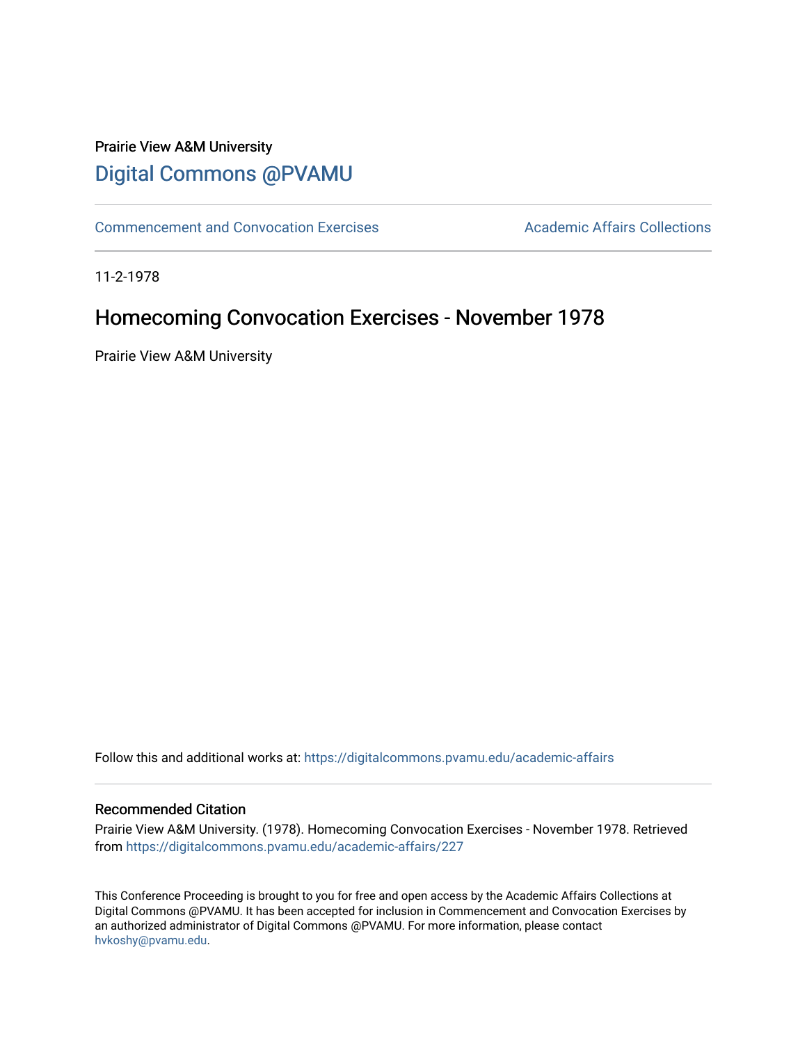Prairie View A&M University

# Digital Commons @PVAMU

Commencement and Convocation Exercises | Academic Affairs Collections

11-2-1978

## Homecoming Convocation Exercises - November 1978

Prairie View A&M University

Follow this and additional works at: https://digitalcommons.pvamu.edu/academic-affairs

### Recommended Citation

Prairie View A&M University. (1978). Homecoming Convocation Exercises - November 1978. Retrieved from https://digitalcommons.pvamu.edu/academic-affairs/227

This Conference Proceeding is brought to you for free and open access by the Academic Affairs Collections at Digital Commons @PVAMU. It has been accepted for inclusion in Commencement and Convocation Exercises by an authorized administrator of Digital Commons @PVAMU. For more information, please contact hvkoshy@pvamu.edu.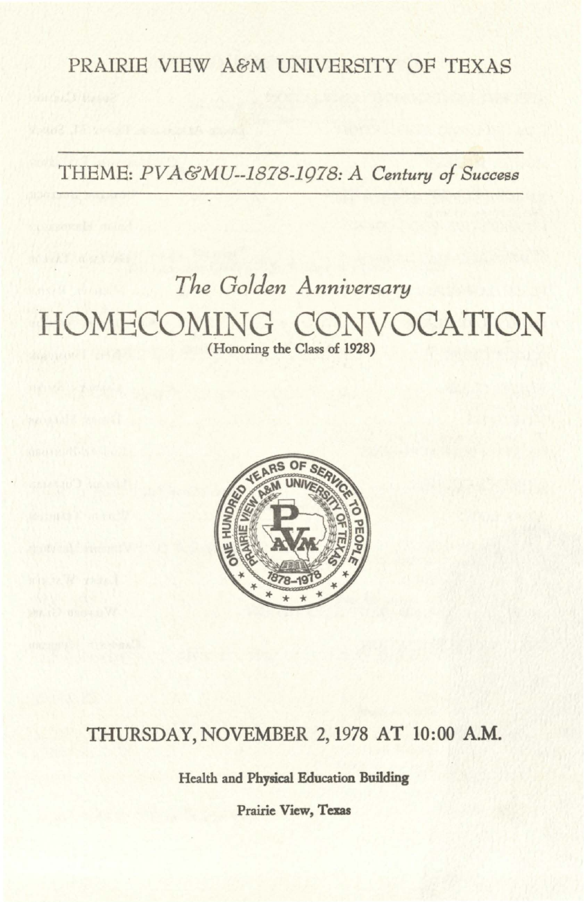PRAIRIE VIEW A&M UNIVERSITY OF TEXAS

THEME: *PVA&MU--1878-1978: A Century of Success*

*The Golden Anniversary*

# HOMECOMING CONVOCATION

(Honoring the Class of 1928)

THURSDAY, NOVEMBER 2, 1978 AT 10:00 A.M.

**Health and Physical Education Building**

**Prairie View, Texas**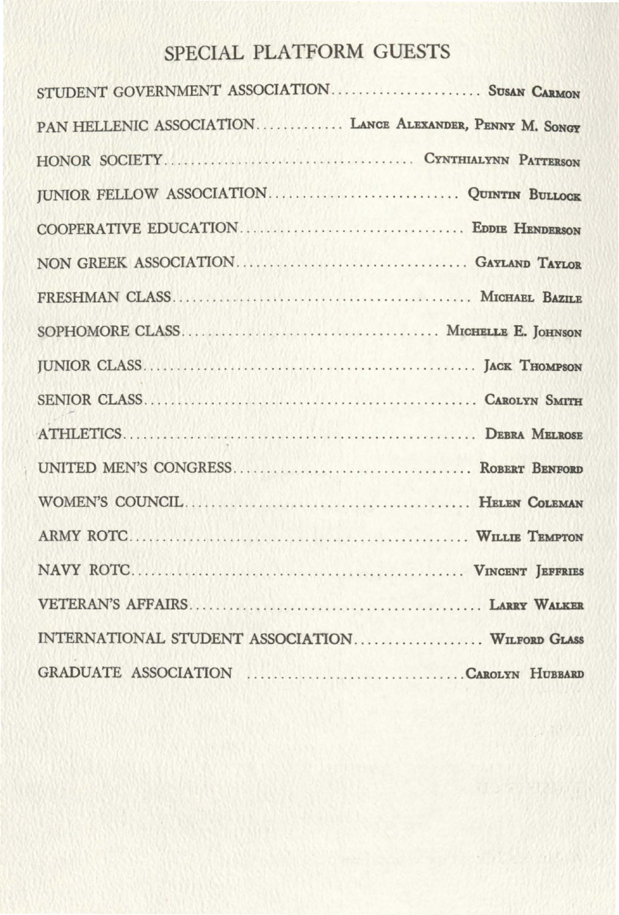## SPECIAL PLATFORM GUESTS

STUDENT GOVERNMENT ASSOCIATION ...................... Susan Carmon

PAN HELLENIC ASSOCIATION ............ Lance Alexander, Penny M. Songy

HONOR SOCIETY .................................... Cynthialynn Patterson

JUNIOR FELLOW ASSOCIATION ............................ Quintin Bullock

COOPERATIVE EDUCATION ................................ Eddie Henderson

NON GREEK ASSOCIATION ................................. Gayland Taylor

FRESHMAN CLASS .......................................... Michael Bazile

SOPHOMORE CLASS ..................................... Michelle E. Johnson

JUNIOR CLASS ............................................... Jack Thompson

SENIOR CLASS ................................................ Carolyn Smith

ATHLETICS .................................................... Debra Melrose

UNITED MEN'S CONGRESS ................................... Robert Benford

WOMEN'S COUNCIL .......................................... Helen Coleman

ARMY ROTC ................................................... Willie Tempton

NAVY ROTC .................................................. Vincent Jeffries

VETERAN'S AFFAIRS .......................................... Larry Walker

INTERNATIONAL STUDENT ASSOCIATION .................. Wilford Glass

GRADUATE ASSOCIATION ................................ Carolyn Hubbard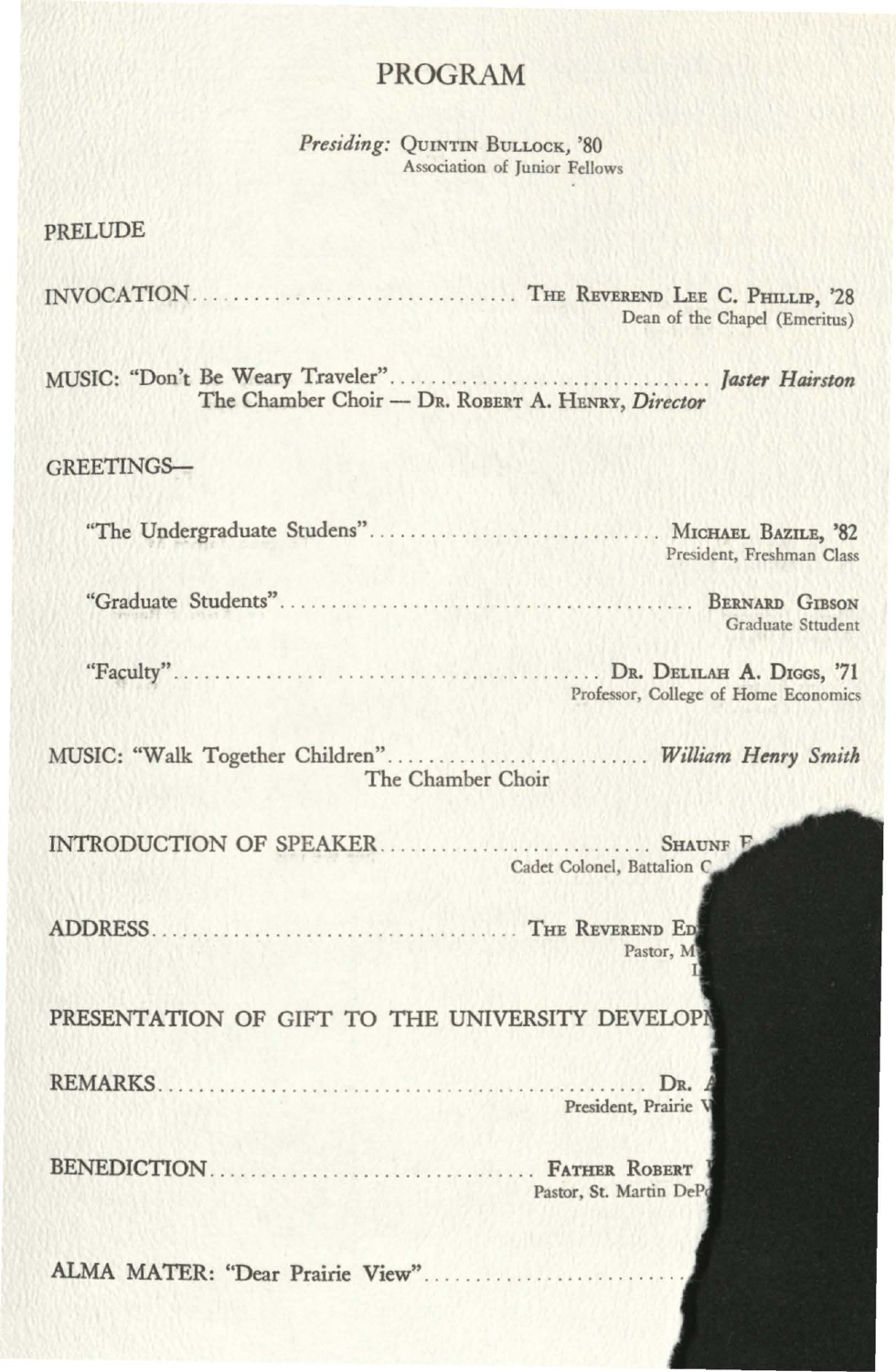# PROGRAM

*Presiding:* Quintin Bullock, '80
Association of Junior Fellows

PRELUDE

INVOCATION................................ The Reverend Lee C. Phillip, '28
Dean of the Chapel (Emeritus)

MUSIC: "Don't Be Weary Traveler"................................ *Jaster Hairston*
The Chamber Choir — Dr. Robert A. Henry, *Director*

GREETINGS—

"The Undergraduate Studens"............................ Michael Bazile, '82
President, Freshman Class

"Graduate Students"........................................ Bernard Gibson
Graduate Sttudent

"Faculty"........................................ Dr. Delilah A. Diggs, '71
Professor, College of Home Economics

MUSIC: "Walk Together Children"........................ *William Henry Smith*
The Chamber Choir

INTRODUCTION OF SPEAKER.......................... Shaune F
Cadet Colonel, Battalion C

ADDRESS.................................... The Reverend Ed
Pastor, M
I

PRESENTATION OF GIFT TO THE UNIVERSITY DEVELOP

REMARKS................................................ Dr. A
President, Prairie V

BENEDICTION................................ Father Robert
Pastor, St. Martin DeP

ALMA MATER: "Dear Prairie View"..........................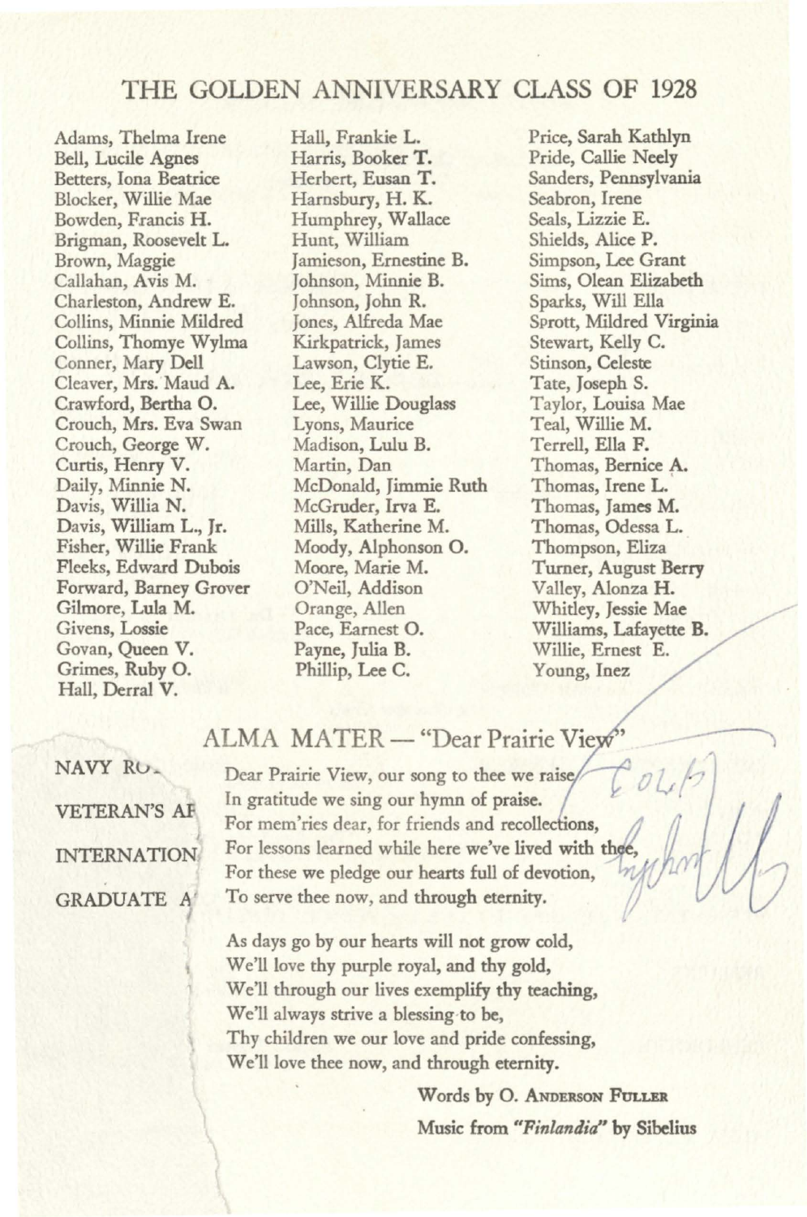## THE GOLDEN ANNIVERSARY CLASS OF 1928

Adams, Thelma Irene
Bell, Lucile Agnes
Betters, Iona Beatrice
Blocker, Willie Mae
Bowden, Francis H.
Brigman, Roosevelt L.
Brown, Maggie
Callahan, Avis M.
Charleston, Andrew E.
Collins, Minnie Mildred
Collins, Thomye Wylma
Conner, Mary Dell
Cleaver, Mrs. Maud A.
Crawford, Bertha O.
Crouch, Mrs. Eva Swan
Crouch, George W.
Curtis, Henry V.
Daily, Minnie N.
Davis, Willia N.
Davis, William L., Jr.
Fisher, Willie Frank
Fleeks, Edward Dubois
Forward, Barney Grover
Gilmore, Lula M.
Givens, Lossie
Govan, Queen V.
Grimes, Ruby O.
Hall, Derral V.
Hall, Frankie L.
Harris, Booker T.
Herbert, Eusan T.
Harnsbury, H. K.
Humphrey, Wallace
Hunt, William
Jamieson, Ernestine B.
Johnson, Minnie B.
Johnson, John R.
Jones, Alfreda Mae
Kirkpatrick, James
Lawson, Clytie E.
Lee, Erie K.
Lee, Willie Douglass
Lyons, Maurice
Madison, Lulu B.
Martin, Dan
McDonald, Jimmie Ruth
McGruder, Irva E.
Mills, Katherine M.
Moody, Alphonson O.
Moore, Marie M.
O'Neil, Addison
Orange, Allen
Pace, Earnest O.
Payne, Julia B.
Phillip, Lee C.
Price, Sarah Kathlyn
Pride, Callie Neely
Sanders, Pennsylvania
Seabron, Irene
Seals, Lizzie E.
Shields, Alice P.
Simpson, Lee Grant
Sims, Olean Elizabeth
Sparks, Will Ella
Sprott, Mildred Virginia
Stewart, Kelly C.
Stinson, Celeste
Tate, Joseph S.
Taylor, Louisa Mae
Teal, Willie M.
Terrell, Ella F.
Thomas, Bernice A.
Thomas, Irene L.
Thomas, James M.
Thomas, Odessa L.
Thompson, Eliza
Turner, August Berry
Valley, Alonza H.
Whitley, Jessie Mae
Williams, Lafayette B.
Willie, Ernest E.
Young, Inez

## ALMA MATER — "Dear Prairie View"

NAVY RO

VETERAN'S AF

INTERNATION

GRADUATE A

Dear Prairie View, our song to thee we raise
In gratitude we sing our hymn of praise.
For mem'ries dear, for friends and recollections,
For lessons learned while here we've lived with thee,
For these we pledge our hearts full of devotion,
To serve thee now, and through eternity.

As days go by our hearts will not grow cold,
We'll love thy purple royal, and thy gold,
We'll through our lives exemplify thy teaching,
We'll always strive a blessing to be,
Thy children we our love and pride confessing,
We'll love thee now, and through eternity.

Words by O. Anderson Fuller

Music from *"Finlandia"* by Sibelius